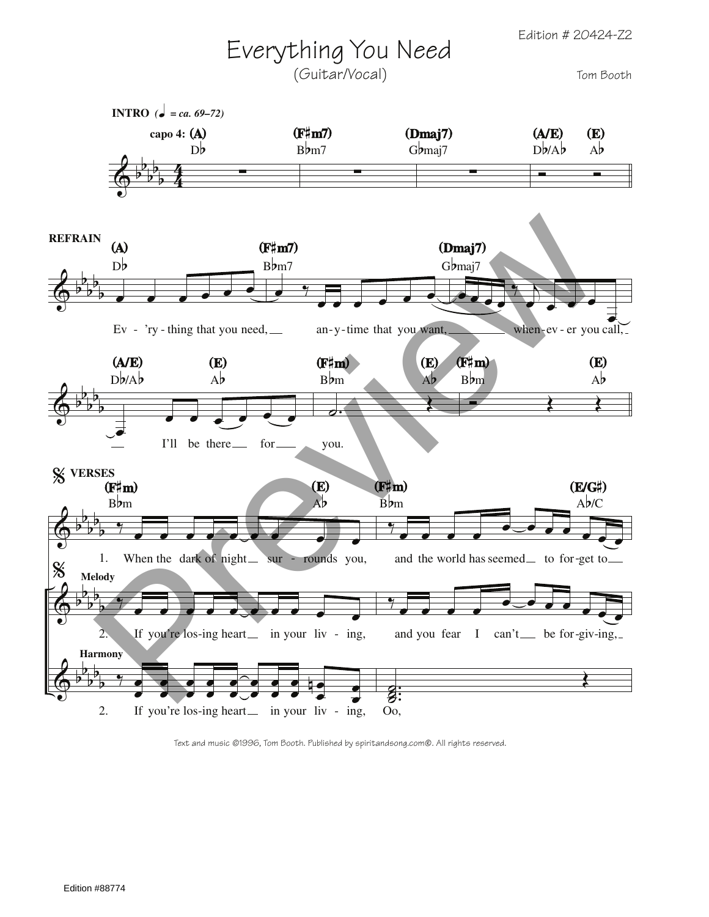Edition # 20424-Z2

# Everything You Need

(Guitar/Vocal)

Tom Booth

**INTRO** (♩ = ca. 69–72)

capo 4: (A) D♭ | (F♯m7) B♭m7 | (Dmaj7) G♭maj7 | (A/E) D♭/A♭ (E) A♭

**REFRAIN**

(A) D♭ — (F♯m7) B♭m7 — (Dmaj7) G♭maj7

Ev - 'ry - thing that you need, an - y - time that you want, when - ev - er you call,

(A/E) D♭/A♭ — (E) A♭ — (F♯m) B♭m — (E) A♭ — (F♯m) B♭m — (E) A♭

I'll be there for you.

**VERSES**

(F♯m) B♭m — (E) A♭ — (F♯m) B♭m — (E/G♯) A♭/C

1. When the dark of night sur - rounds you, and the world has seemed to for - get to

**Melody**

2. If you're los - ing heart in your liv - ing, and you fear I can't be for - giv - ing,

**Harmony**

2. If you're los - ing heart in your liv - ing, Oo,

Text and music ©1996, Tom Booth. Published by spiritandsong.com®. All rights reserved.

Edition #88774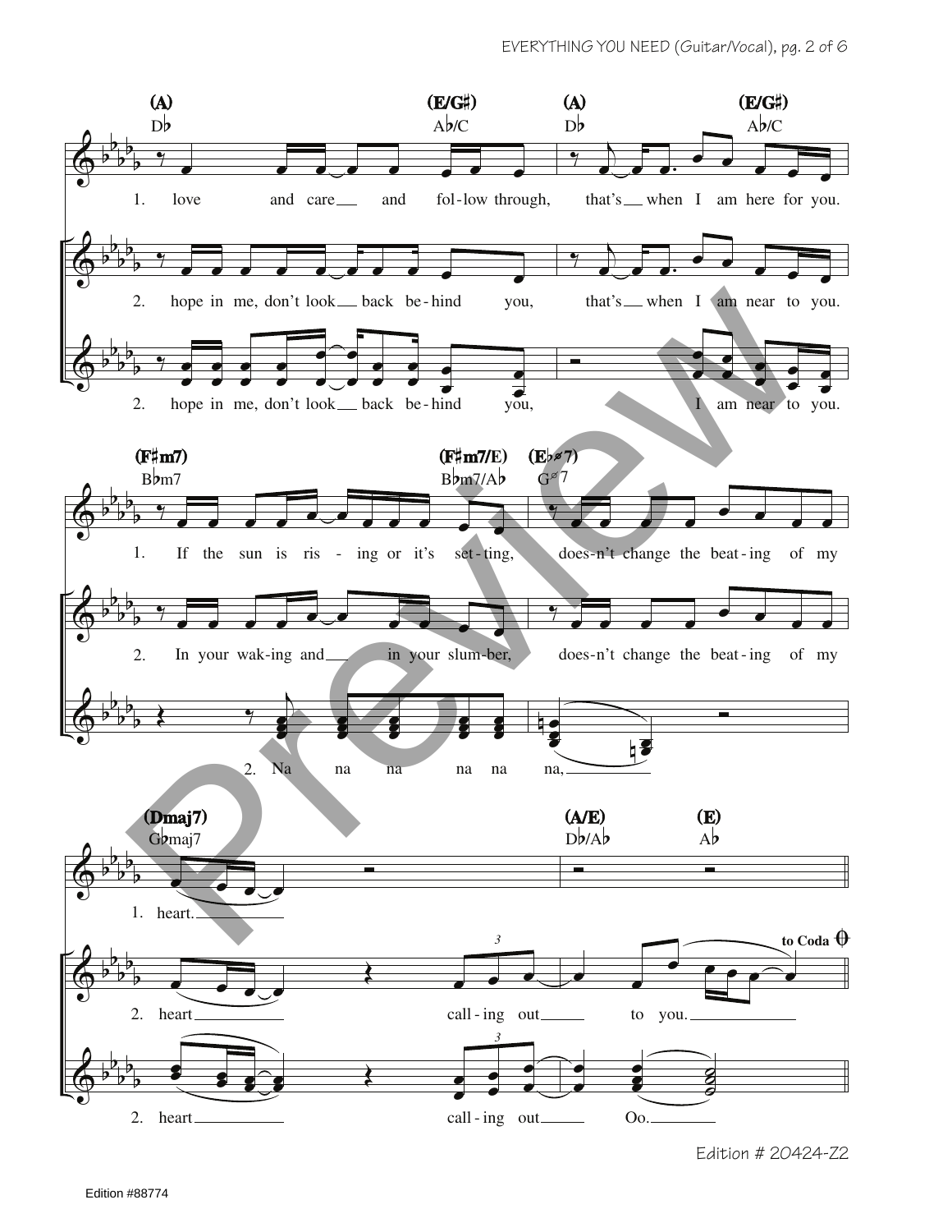(A) D♭ — (E/G♯) A♭/C — (A) D♭ — (E/G♯) A♭/C

1. love and care and fol-low through, that's when I am here for you.

2. hope in me, don't look back be-hind you, that's when I am near to you.

2. hope in me, don't look back be-hind you, I am near to you.

(F♯m7) B♭m7 — (F♯m7/E) B♭m7/A♭ — (E♭ø7) Gø7

1. If the sun is ris - ing or it's set-ting, does-n't change the beat-ing of my

2. In your wak-ing and in your slum-ber, does-n't change the beat-ing of my

2. Na na na na na na,

(Dmaj7) G♭maj7 — (A/E) D♭/A♭ — (E) A♭

1. heart.

2. heart call-ing out to you.

**to Coda**

2. heart call-ing out Oo.

Edition # 20424-Z2

Edition #88774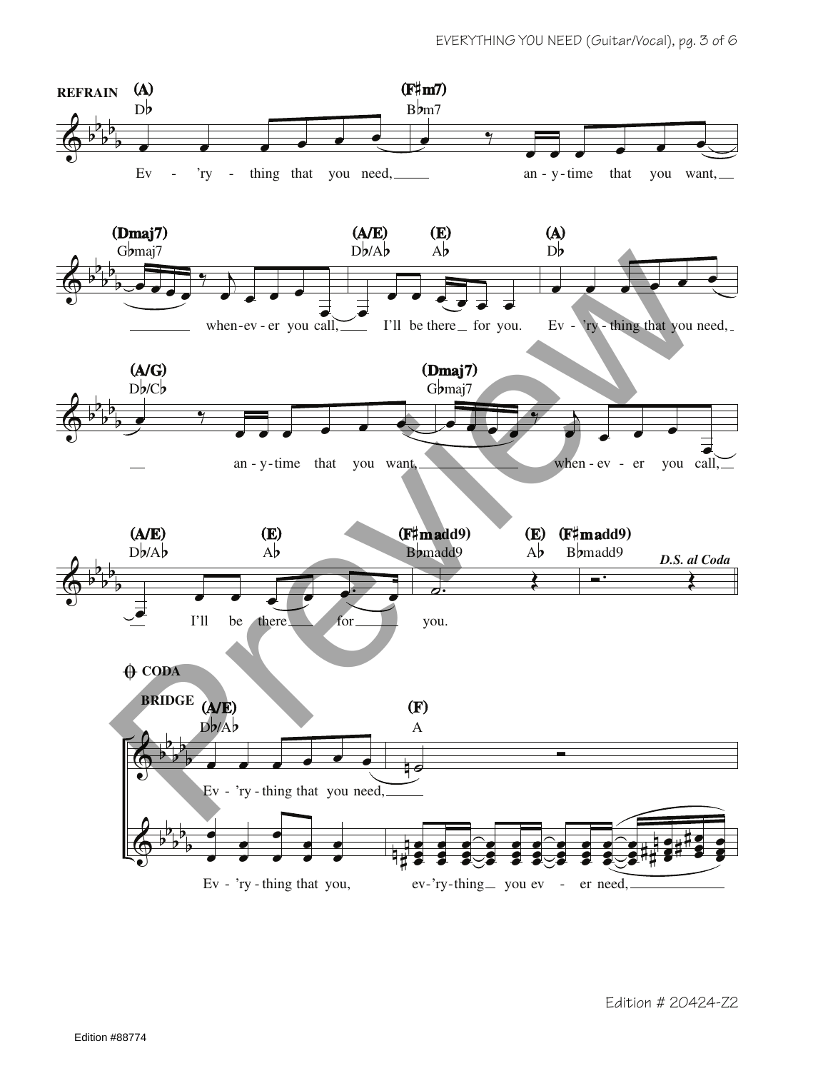**REFRAIN**

(A) D♭ — (F♯m7) B♭m7

Ev - 'ry - thing that you need, ___ an - y - time that you want, ___

(Dmaj7) G♭maj7 — (A/E) D♭/A♭ — (E) A♭ — (A) D♭

___ when-ev - er you call, ___ I'll be there ___ for you. Ev - 'ry - thing that you need, ___

(A/G) D♭/C♭ — (Dmaj7) G♭maj7

___ an - y - time that you want, ___ when - ev - er you call, ___

(A/E) D♭/A♭ — (E) A♭ — (F♯madd9) B♭madd9 — (E) A♭ — (F♯madd9) B♭madd9

___ I'll be there ___ for ___ you.

*D.S. al Coda*

**CODA**

**BRIDGE**

(A/E) D♭/A♭ — (F) A

Ev - 'ry - thing that you need, ___

Ev - 'ry - thing that you, ev - 'ry - thing ___ you ev - er need, ___

Edition # 20424-Z2

Edition #88774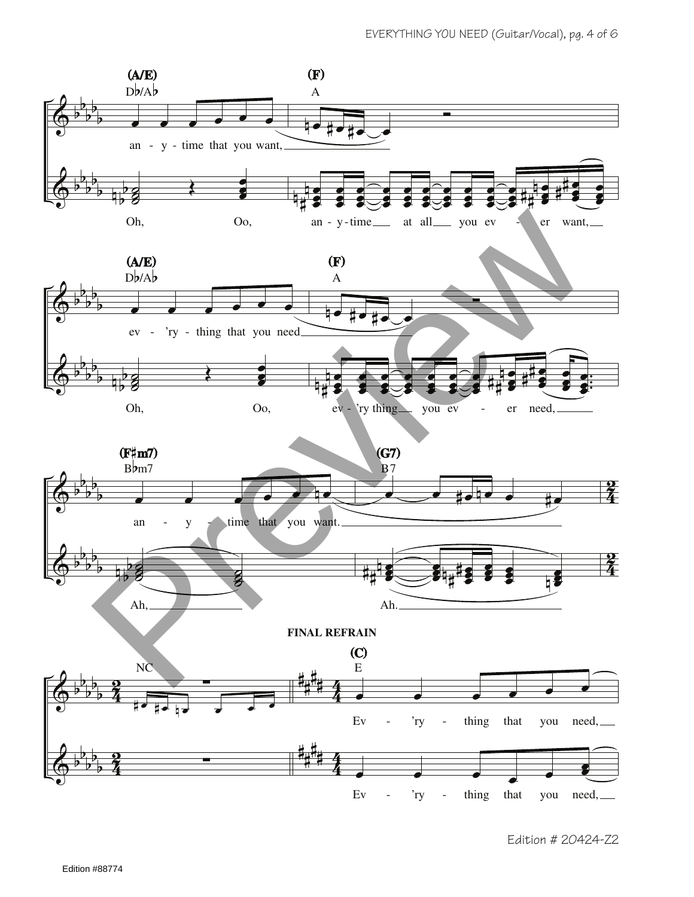(A/E) D♭/A♭ — (F) A

an - y - time that you want,

Oh, Oo, an - y - time at all you ev - er want,

(A/E) D♭/A♭ — (F) A

ev - 'ry - thing that you need

Oh, Oo, ev - 'ry thing you ev - er need,

(F♯m7) B♭m7 — (G7) B7

an - y - time that you want.

Ah, Ah.

NC

**FINAL REFRAIN**

(C) E

Ev - 'ry - thing that you need,

Ev - 'ry - thing that you need,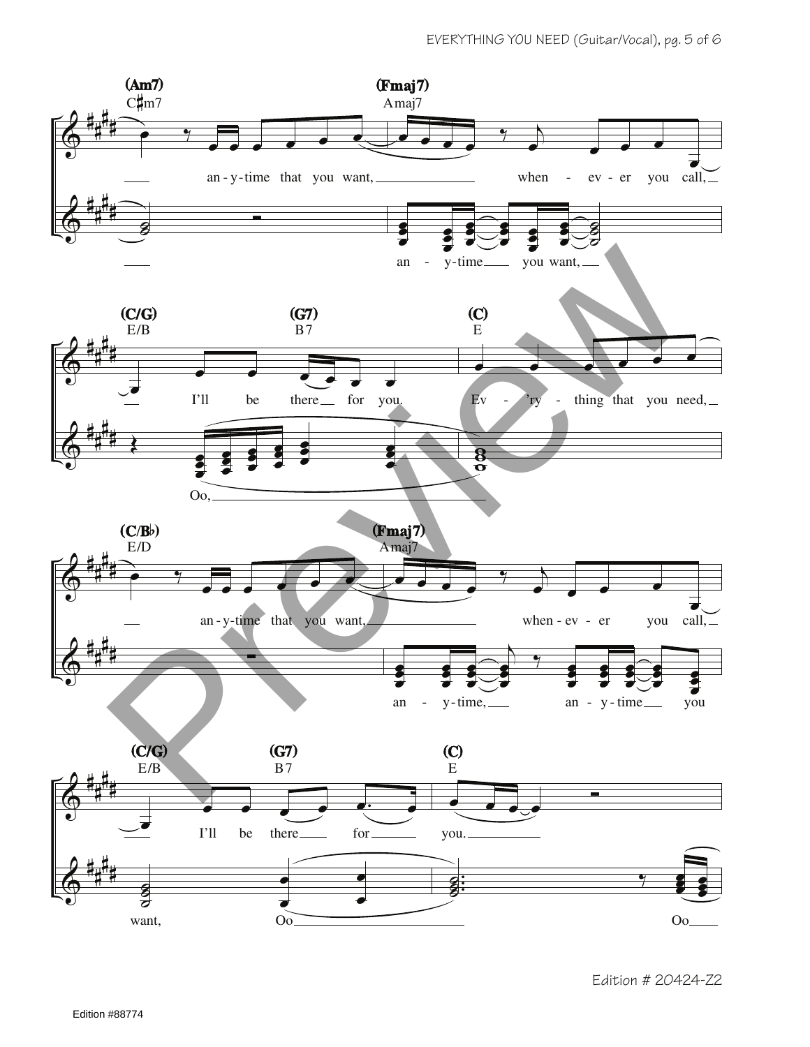(Am7) C♯m7 — (Fmaj7) Amaj7

an-y-time that you want, when - ev - er you call,

an - y-time you want,

(C/G) E/B — (G7) B7 — (C) E

I'll be there for you. Ev - 'ry - thing that you need,

Oo,

(C/B♭) E/D — (Fmaj7) Amaj7

an-y-time that you want, when-ev - er you call,

an - y-time, an - y-time you

(C/G) E/B — (G7) B7 — (C) E

I'll be there for you.

want, Oo Oo

Edition # 20424-Z2

Edition #88774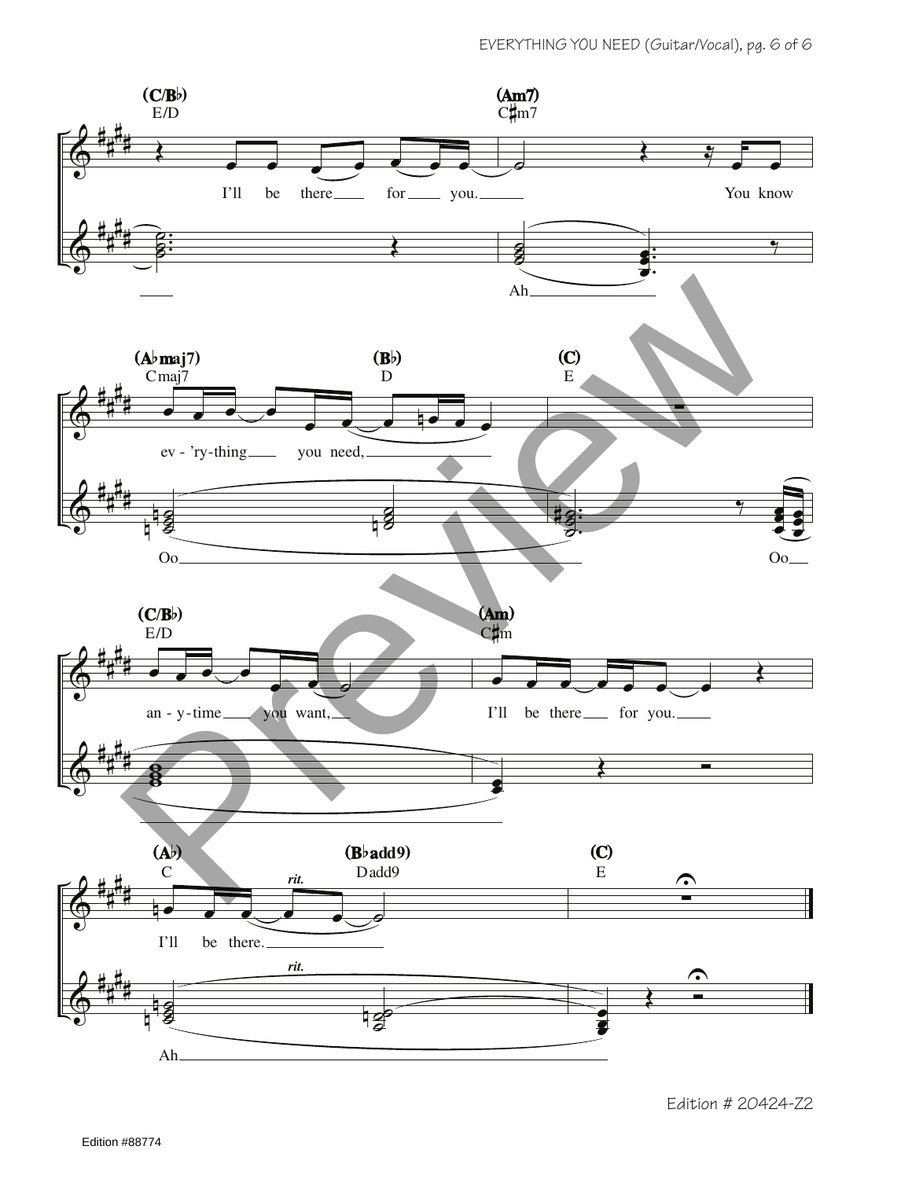(C/B♭) E/D (Am7) C♯m7

I'll be there for you. You know

Ah

(A♭maj7) Cmaj7 (B♭) D (C) E

ev - 'ry-thing you need,

Oo Oo

(C/B♭) E/D (Am) C♯m

an - y-time you want, I'll be there for you.

(A♭) C (B♭add9) Dadd9 (C) E

*rit.*

I'll be there.

*rit.*

Ah